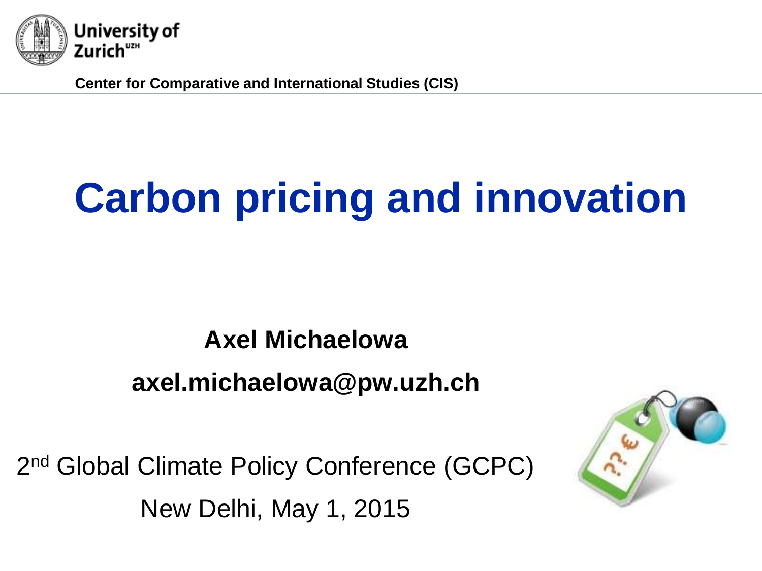University of Zurich[UZH]

**Center for Comparative and International Studies (CIS)**

# Carbon pricing and innovation

**Axel Michaelowa**

**axel.michaelowa@pw.uzh.ch**

2nd Global Climate Policy Conference (GCPC)

New Delhi, May 1, 2015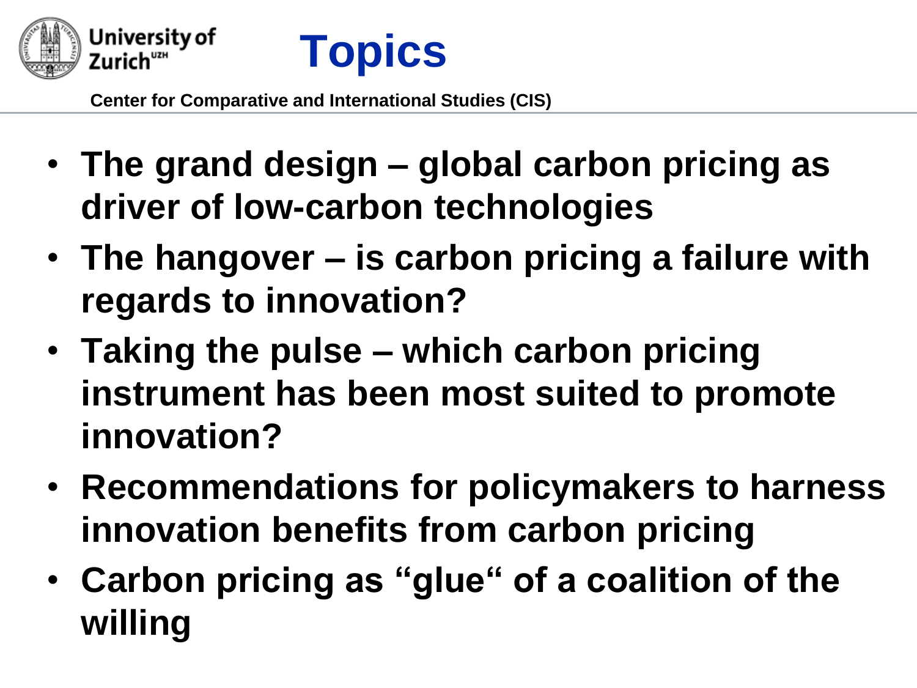# Topics

- **The grand design – global carbon pricing as driver of low-carbon technologies**
- **The hangover – is carbon pricing a failure with regards to innovation?**
- **Taking the pulse – which carbon pricing instrument has been most suited to promote innovation?**
- **Recommendations for policymakers to harness innovation benefits from carbon pricing**
- **Carbon pricing as "glue" of a coalition of the willing**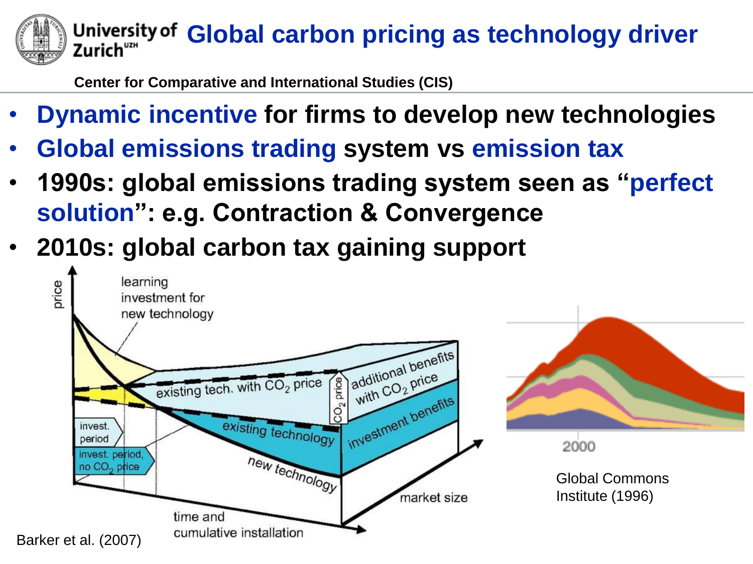# Global carbon pricing as technology driver

- **Dynamic incentive for firms to develop new technologies**
- **Global emissions trading system vs emission tax**
- **1990s: global emissions trading system seen as "perfect solution": e.g. Contraction & Convergence**
- **2010s: global carbon tax gaining support**

Barker et al. (2007)

Global Commons Institute (1996)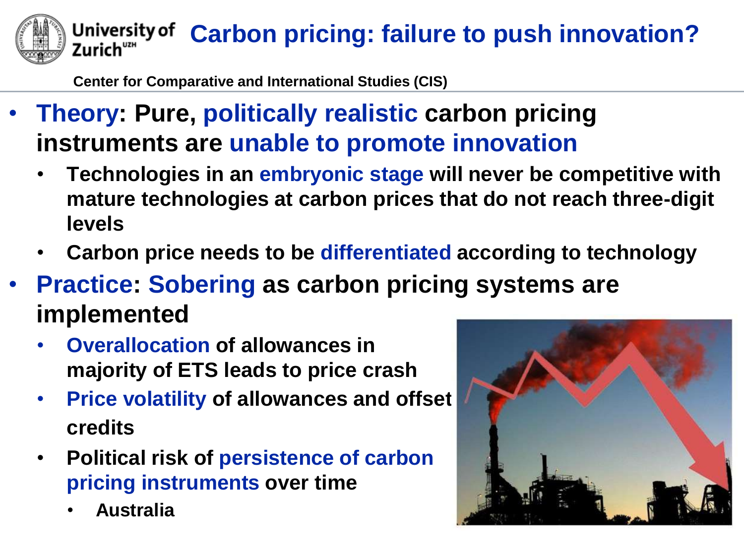# Carbon pricing: failure to push innovation?

Center for Comparative and International Studies (CIS)

- **Theory: Pure, politically realistic carbon pricing instruments are unable to promote innovation**
  - **Technologies in an embryonic stage will never be competitive with mature technologies at carbon prices that do not reach three-digit levels**
  - **Carbon price needs to be differentiated according to technology**
- **Practice: Sobering as carbon pricing systems are implemented**
  - **Overallocation of allowances in majority of ETS leads to price crash**
  - **Price volatility of allowances and offset credits**
  - **Political risk of persistence of carbon pricing instruments over time**
    - **Australia**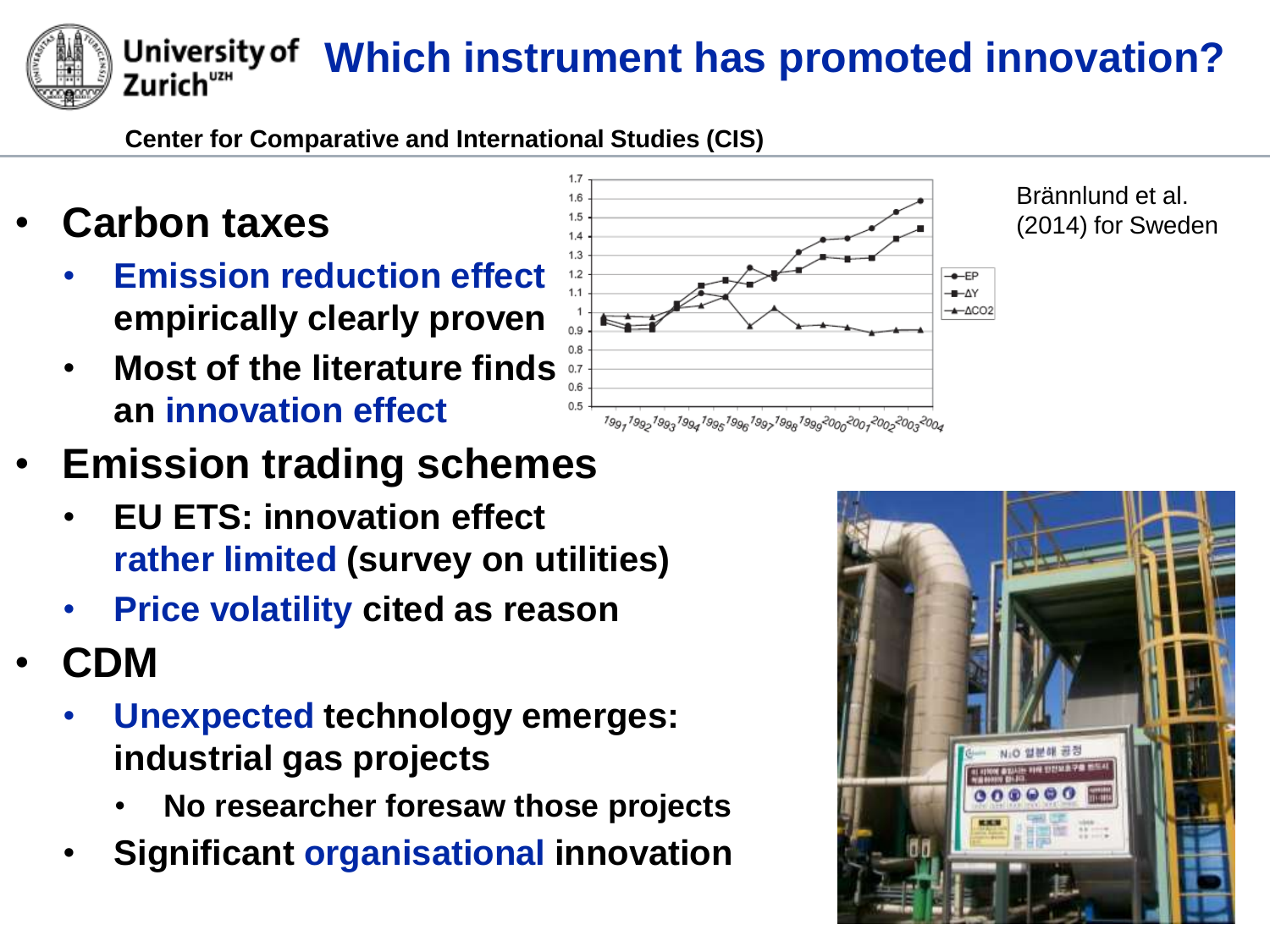# Which instrument has promoted innovation?

Center for Comparative and International Studies (CIS)

- **Carbon taxes**
  - **Emission reduction effect empirically clearly proven**
  - **Most of the literature finds an innovation effect**
- **Emission trading schemes**
  - **EU ETS: innovation effect rather limited (survey on utilities)**
  - **Price volatility cited as reason**
- **CDM**
  - **Unexpected technology emerges: industrial gas projects**
    - **No researcher foresaw those projects**
  - **Significant organisational innovation**

Brännlund et al. (2014) for Sweden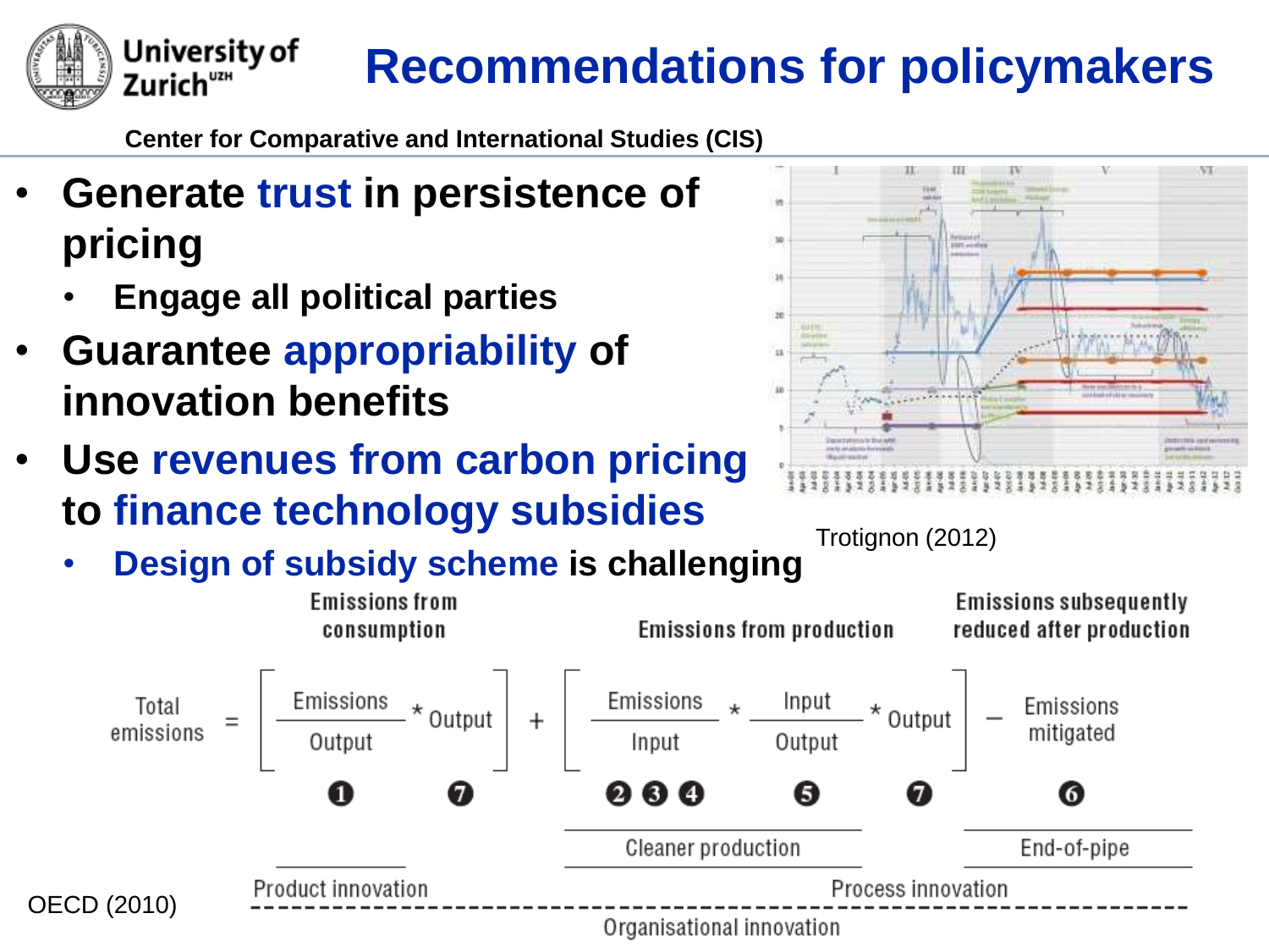# Recommendations for policymakers

Center for Comparative and International Studies (CIS)

- **Generate trust in persistence of pricing**
  - **Engage all political parties**
- **Guarantee appropriability of innovation benefits**
- **Use revenues from carbon pricing to finance technology subsidies**
  - **Design of subsidy scheme is challenging**

Trotignon (2012)

Emissions from consumption | Emissions from production | Emissions subsequently reduced after production

$$\text{Total emissions} = \left[\frac{\text{Emissions}}{\text{Output}} * \text{Output}\right] + \left[\frac{\text{Emissions}}{\text{Input}} * \frac{\text{Input}}{\text{Output}} * \text{Output}\right] - \text{Emissions mitigated}$$

❶ ❼ ❷❸❹ ❺ ❼ ❻

Cleaner production | End-of-pipe

Product innovation | Process innovation

Organisational innovation

OECD (2010)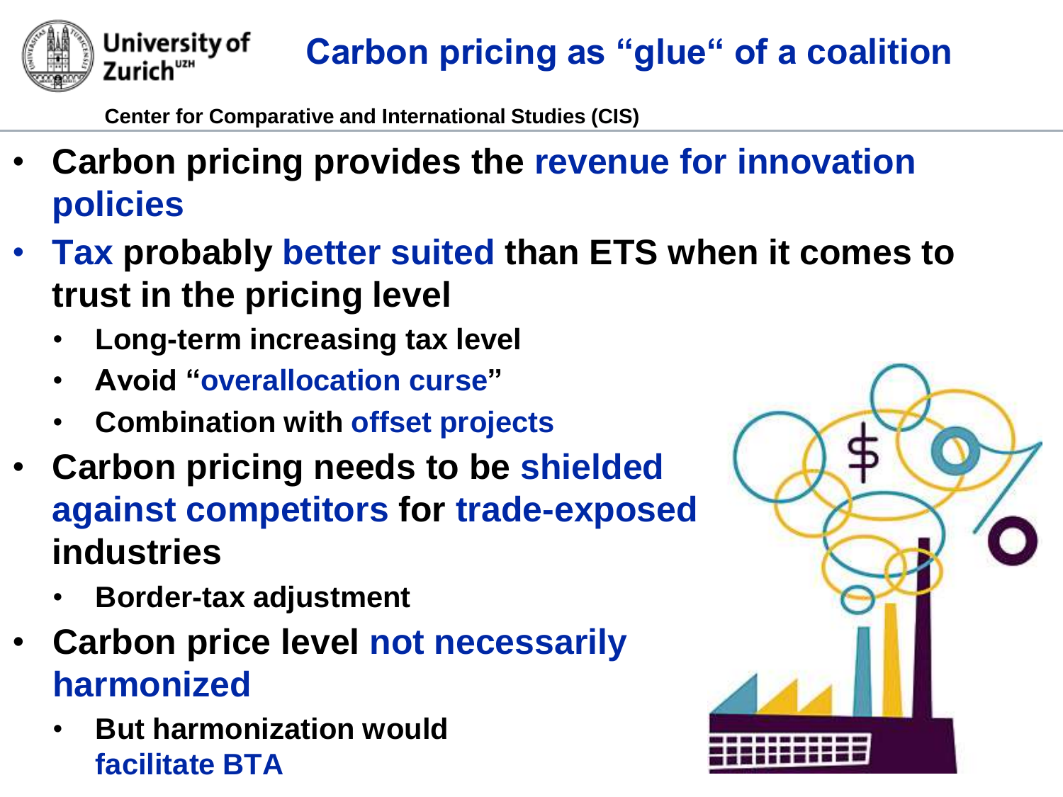# Carbon pricing as "glue" of a coalition

- Carbon pricing provides the revenue for innovation policies
- Tax probably better suited than ETS when it comes to trust in the pricing level
  - Long-term increasing tax level
  - Avoid "overallocation curse"
  - Combination with offset projects
- Carbon pricing needs to be shielded against competitors for trade-exposed industries
  - Border-tax adjustment
- Carbon price level not necessarily harmonized
  - But harmonization would facilitate BTA